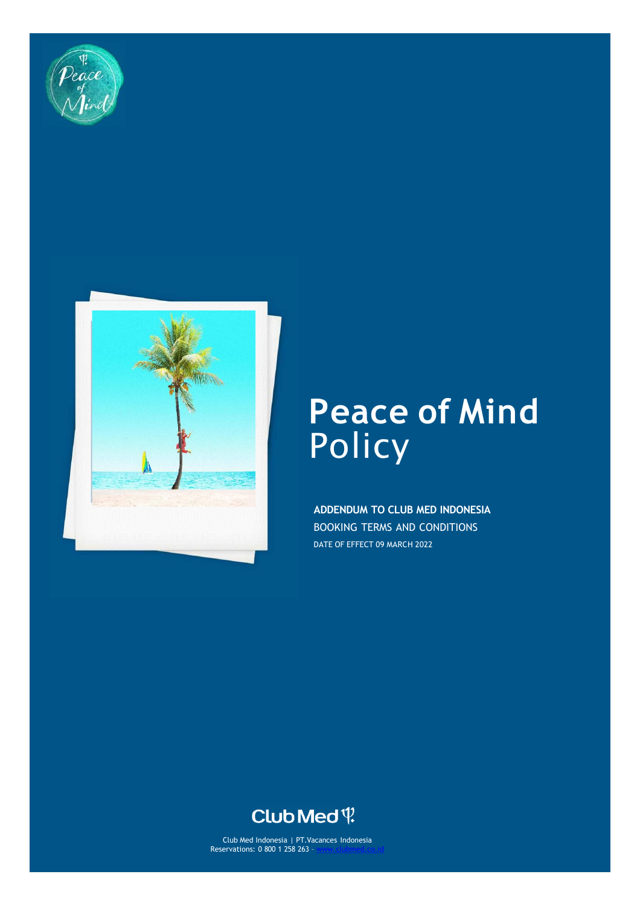# Peace of Mind Policy

**ADDENDUM TO CLUB MED INDONESIA**

BOOKING TERMS AND CONDITIONS

DATE OF EFFECT 09 MARCH 2022

Club Med Indonesia | PT.Vacances Indonesia
Reservations: 0 800 1 258 263 - www.clubmed.co.id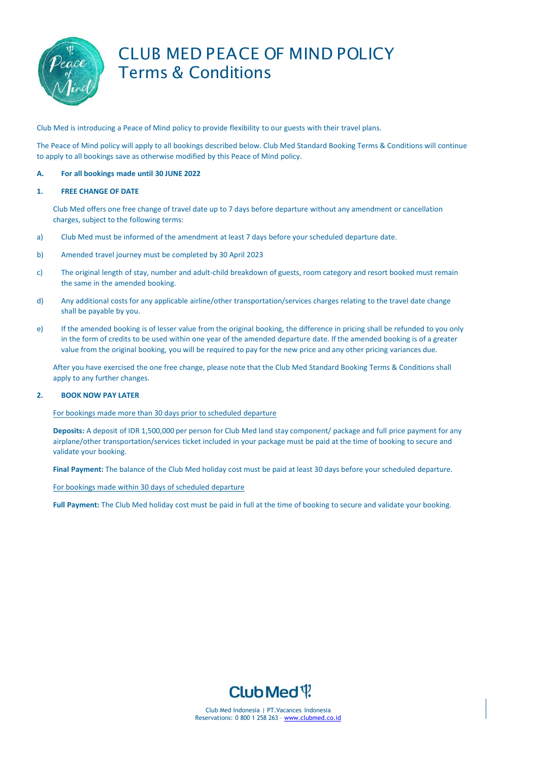# CLUB MED PEACE OF MIND POLICY
## Terms & Conditions

Club Med is introducing a Peace of Mind policy to provide flexibility to our guests with their travel plans.

The Peace of Mind policy will apply to all bookings described below. Club Med Standard Booking Terms & Conditions will continue to apply to all bookings save as otherwise modified by this Peace of Mind policy.

**A. For all bookings made until 30 JUNE 2022**

**1. FREE CHANGE OF DATE**

Club Med offers one free change of travel date up to 7 days before departure without any amendment or cancellation charges, subject to the following terms:

a) Club Med must be informed of the amendment at least 7 days before your scheduled departure date.

b) Amended travel journey must be completed by 30 April 2023

c) The original length of stay, number and adult-child breakdown of guests, room category and resort booked must remain the same in the amended booking.

d) Any additional costs for any applicable airline/other transportation/services charges relating to the travel date change shall be payable by you.

e) If the amended booking is of lesser value from the original booking, the difference in pricing shall be refunded to you only in the form of credits to be used within one year of the amended departure date. If the amended booking is of a greater value from the original booking, you will be required to pay for the new price and any other pricing variances due.

After you have exercised the one free change, please note that the Club Med Standard Booking Terms & Conditions shall apply to any further changes.

**2. BOOK NOW PAY LATER**

For bookings made more than 30 days prior to scheduled departure

**Deposits:** A deposit of IDR 1,500,000 per person for Club Med land stay component/ package and full price payment for any airplane/other transportation/services ticket included in your package must be paid at the time of booking to secure and validate your booking.

**Final Payment:** The balance of the Club Med holiday cost must be paid at least 30 days before your scheduled departure.

For bookings made within 30 days of scheduled departure

**Full Payment:** The Club Med holiday cost must be paid in full at the time of booking to secure and validate your booking.

Club Med Indonesia | PT.Vacances Indonesia
Reservations: 0 800 1 258 263 - www.clubmed.co.id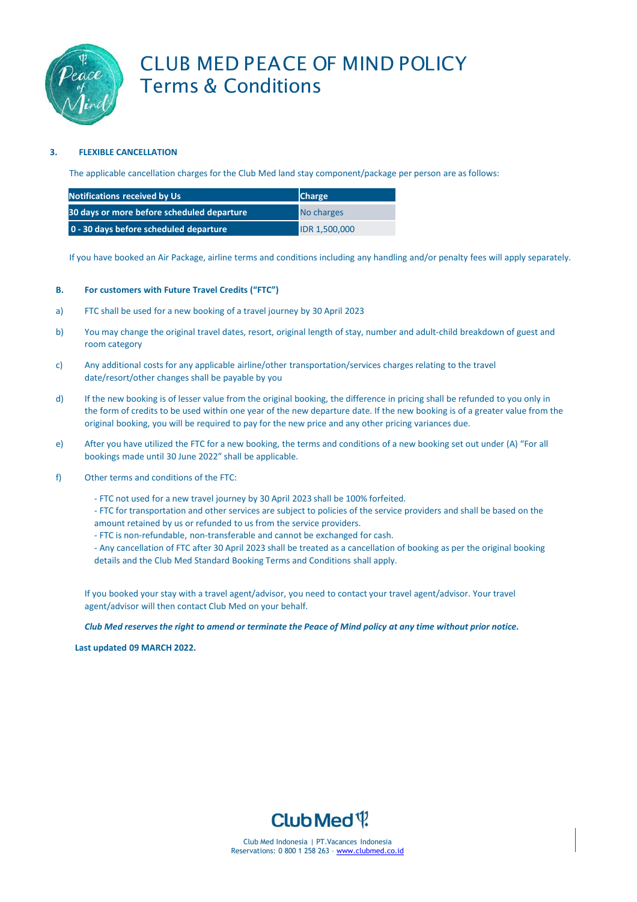# CLUB MED PEACE OF MIND POLICY
## Terms & Conditions

**3. FLEXIBLE CANCELLATION**

The applicable cancellation charges for the Club Med land stay component/package per person are as follows:

| Notifications received by Us | Charge |
|---|---|
| 30 days or more before scheduled departure | No charges |
| 0 - 30 days before scheduled departure | IDR 1,500,000 |

If you have booked an Air Package, airline terms and conditions including any handling and/or penalty fees will apply separately.

**B. For customers with Future Travel Credits ("FTC")**

a) FTC shall be used for a new booking of a travel journey by 30 April 2023

b) You may change the original travel dates, resort, original length of stay, number and adult-child breakdown of guest and room category

c) Any additional costs for any applicable airline/other transportation/services charges relating to the travel date/resort/other changes shall be payable by you

d) If the new booking is of lesser value from the original booking, the difference in pricing shall be refunded to you only in the form of credits to be used within one year of the new departure date. If the new booking is of a greater value from the original booking, you will be required to pay for the new price and any other pricing variances due.

e) After you have utilized the FTC for a new booking, the terms and conditions of a new booking set out under (A) "For all bookings made until 30 June 2022" shall be applicable.

f) Other terms and conditions of the FTC:

- FTC not used for a new travel journey by 30 April 2023 shall be 100% forfeited.
- FTC for transportation and other services are subject to policies of the service providers and shall be based on the amount retained by us or refunded to us from the service providers.
- FTC is non-refundable, non-transferable and cannot be exchanged for cash.
- Any cancellation of FTC after 30 April 2023 shall be treated as a cancellation of booking as per the original booking details and the Club Med Standard Booking Terms and Conditions shall apply.

If you booked your stay with a travel agent/advisor, you need to contact your travel agent/advisor. Your travel agent/advisor will then contact Club Med on your behalf.

***Club Med reserves the right to amend or terminate the Peace of Mind policy at any time without prior notice.***

**Last updated 09 MARCH 2022.**

Club Med Indonesia | PT.Vacances Indonesia
Reservations: 0 800 1 258 263 - www.clubmed.co.id